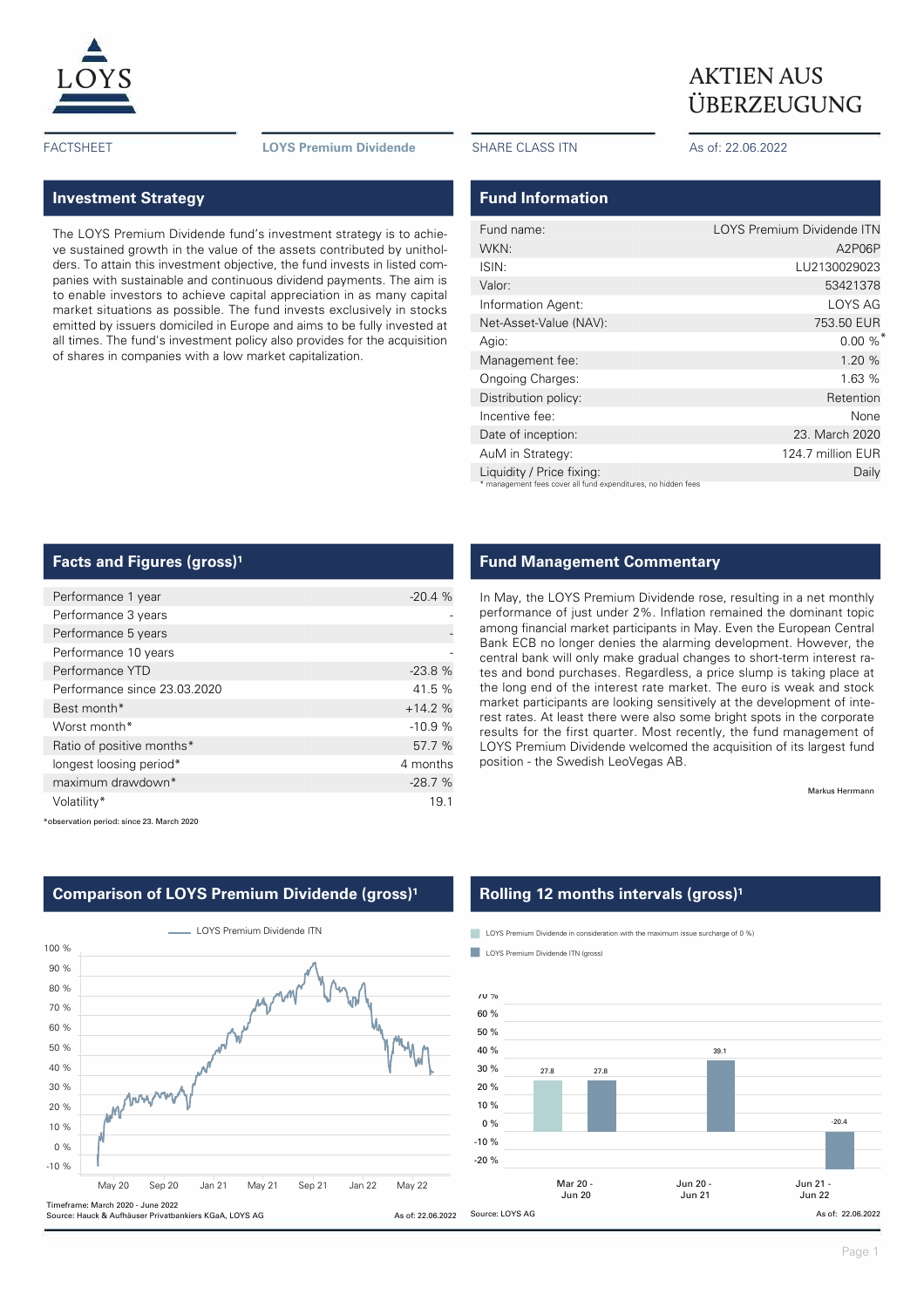LOYS

# AKTIEN AUS ÜBERZEUGUNG

FACTSHEET | **LOYS Premium Dividende** | SHARE CLASS ITN | As of: 22.06.2022

## Investment Strategy

The LOYS Premium Dividende fund's investment strategy is to achieve sustained growth in the value of the assets contributed by unitholders. To attain this investment objective, the fund invests in listed companies with sustainable and continuous dividend payments. The aim is to enable investors to achieve capital appreciation in as many capital market situations as possible. The fund invests exclusively in stocks emitted by issuers domiciled in Europe and aims to be fully invested at all times. The fund's investment policy also provides for the acquisition of shares in companies with a low market capitalization.

## Fund Information

| | |
|---|---|
| Fund name: | LOYS Premium Dividende ITN |
| WKN: | A2P06P |
| ISIN: | LU2130029023 |
| Valor: | 53421378 |
| Information Agent: | LOYS AG |
| Net-Asset-Value (NAV): | 753.50 EUR |
| Agio: | 0.00 %* |
| Management fee: | 1.20 % |
| Ongoing Charges: | 1.63 % |
| Distribution policy: | Retention |
| Incentive fee: | None |
| Date of inception: | 23. March 2020 |
| AuM in Strategy: | 124.7 million EUR |
| Liquidity / Price fixing: | Daily |

\* management fees cover all fund expenditures, no hidden fees

## Facts and Figures (gross)[1]

| | |
|---|---|
| Performance 1 year | -20.4 % |
| Performance 3 years | - |
| Performance 5 years | - |
| Performance 10 years | - |
| Performance YTD | -23.8 % |
| Performance since 23.03.2020 | 41.5 % |
| Best month* | +14.2 % |
| Worst month* | -10.9 % |
| Ratio of positive months* | 57.7 % |
| longest loosing period* | 4 months |
| maximum drawdown* | -28.7 % |
| Volatility* | 19.1 |

*observation period: since 23. March 2020

## Fund Management Commentary

In May, the LOYS Premium Dividende rose, resulting in a net monthly performance of just under 2%. Inflation remained the dominant topic among financial market participants in May. Even the European Central Bank ECB no longer denies the alarming development. However, the central bank will only make gradual changes to short-term interest rates and bond purchases. Regardless, a price slump is taking place at the long end of the interest rate market. The euro is weak and stock market participants are looking sensitively at the development of interest rates. At least there were also some bright spots in the corporate results for the first quarter. Most recently, the fund management of LOYS Premium Dividende welcomed the acquisition of its largest fund position - the Swedish LeoVegas AB.

Markus Herrmann

## Comparison of LOYS Premium Dividende (gross)[1]

Timeframe: March 2020 - June 2022
Source: Hauck & Aufhäuser Privatbankiers KGaA, LOYS AG

As of: 22.06.2022

## Rolling 12 months intervals (gross)[1]

| | LOYS Premium Dividende in consideration with the maximum issue surcharge of 0 % | LOYS Premium Dividende ITN (gross) |
|---|---|---|
| Mar 20 - Jun 20 | 27.8 | 27.8 |
| Jun 20 - Jun 21 | | 39.1 |
| Jun 21 - Jun 22 | | -20.4 |

Source: LOYS AG

As of: 22.06.2022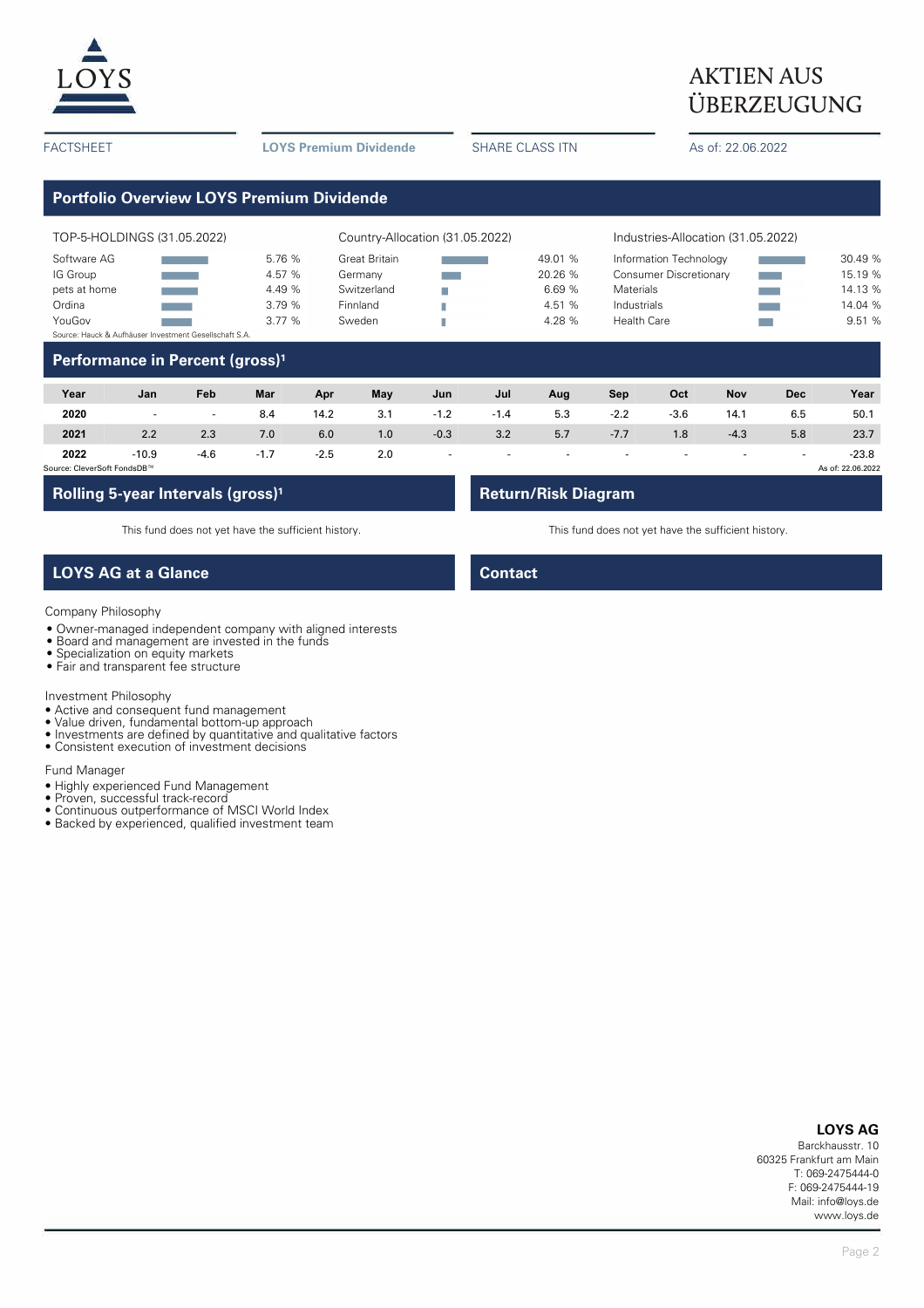# AKTIEN AUS ÜBERZEUGUNG

FACTSHEET | **LOYS Premium Dividende** | SHARE CLASS ITN | As of: 22.06.2022

## Portfolio Overview LOYS Premium Dividende

**TOP-5-HOLDINGS (31.05.2022)**

| Holding | % |
|---|---|
| Software AG | 5.76 % |
| IG Group | 4.57 % |
| pets at home | 4.49 % |
| Ordina | 3.79 % |
| YouGov | 3.77 % |

Source: Hauck & Aufhäuser Investment Gesellschaft S.A.

**Country-Allocation (31.05.2022)**

| Country | % |
|---|---|
| Great Britain | 49.01 % |
| Germany | 20.26 % |
| Switzerland | 6.69 % |
| Finnland | 4.51 % |
| Sweden | 4.28 % |

**Industries-Allocation (31.05.2022)**

| Industry | % |
|---|---|
| Information Technology | 30.49 % |
| Consumer Discretionary | 15.19 % |
| Materials | 14.13 % |
| Industrials | 14.04 % |
| Health Care | 9.51 % |

## Performance in Percent (gross)[1]

| Year | Jan | Feb | Mar | Apr | May | Jun | Jul | Aug | Sep | Oct | Nov | Dec | Year |
|---|---|---|---|---|---|---|---|---|---|---|---|---|---|
| **2020** | - | - | 8.4 | 14.2 | 3.1 | -1.2 | -1.4 | 5.3 | -2.2 | -3.6 | 14.1 | 6.5 | 50.1 |
| **2021** | 2.2 | 2.3 | 7.0 | 6.0 | 1.0 | -0.3 | 3.2 | 5.7 | -7.7 | 1.8 | -4.3 | 5.8 | 23.7 |
| **2022** | -10.9 | -4.6 | -1.7 | -2.5 | 2.0 | - | - | - | - | - | - | - | -23.8 |

Source: CleverSoft FondsDB™ | As of: 22.06.2022

## Rolling 5-year Intervals (gross)[1]

This fund does not yet have the sufficient history.

## Return/Risk Diagram

This fund does not yet have the sufficient history.

## LOYS AG at a Glance

Company Philosophy

- Owner-managed independent company with aligned interests
- Board and management are invested in the funds
- Specialization on equity markets
- Fair and transparent fee structure

Investment Philosophy

- Active and consequent fund management
- Value driven, fundamental bottom-up approach
- Investments are defined by quantitative and qualitative factors
- Consistent execution of investment decisions

Fund Manager

- Highly experienced Fund Management
- Proven, successful track-record
- Continuous outperformance of MSCI World Index
- Backed by experienced, qualified investment team

## Contact

**LOYS AG**
Barckhausstr. 10
60325 Frankfurt am Main
T: 069-2475444-0
F: 069-2475444-19
Mail: info@loys.de
www.loys.de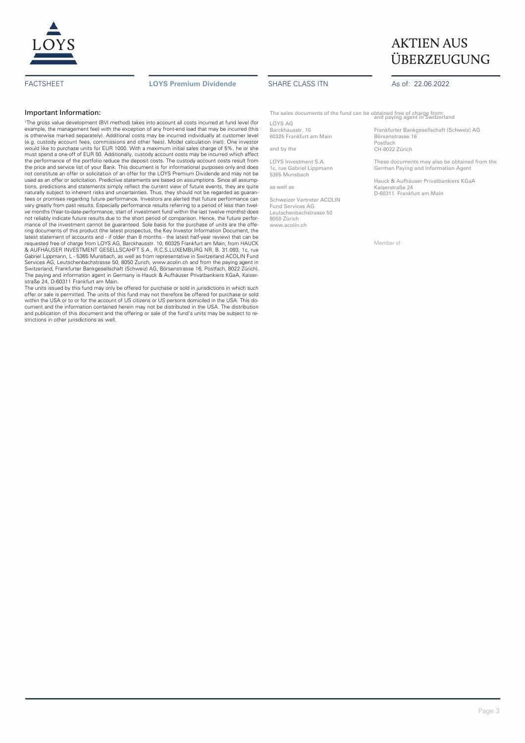FACTSHEET | **LOYS Premium Dividende** | SHARE CLASS ITN | As of: 22.06.2022

## Important Information:

[1]The gross value development (BVI method) takes into account all costs incurred at fund level (for example, the management fee) with the exception of any front-end load that may be incurred (this is otherwise marked separately). Additional costs may be incurred individually at customer level (e.g. custody account fees, commissions and other fees). Model calculation (net): One investor would like to purchase units for EUR 1000. With a maximum initial sales charge of 5%, he or she must spend a one-off of EUR 50. Additionally, custody account costs may be incurred which affect the performance of the portfolio reduce the deposit costs. The custody account costs result from the price and service list of your Bank. This document is for informational purposes only and does not constitute an offer or solicitation of an offer for the LOYS Premium Dividende and may not be used as an offer or solicitation. Predictive statements are based on assumptions. Since all assumptions, predictions and statements simply reflect the current view of future events, they are quite naturally subject to inherent risks and uncertainties. Thus, they should not be regarded as guarantees or promises regarding future performance. Investors are alerted that future performance can vary greatly from past results. Especially performance results referring to a period of less than twelve months (Year-to-date-performance, start of investment fund within the last twelve months) does not reliably indicate future results due to the short period of comparison. Hence, the future performance of the investment cannot be guaranteed. Sole basis for the purchase of units are the offering documents of this product (the latest prospectus, the Key Investor Information Document, the latest statement of accounts and - if older than 8 months - the latest half-year review) that can be requested free of charge from LOYS AG, Barckhausstr. 10, 60325 Frankfurt am Main, from HAUCK & AUFHÄUSER INVESTMENT GESELLSCAHFT S.A., R.C.S.LUXEMBURG NR. B. 31.093, 1c, rue Gabriel Lippmann, L - 5365 Munsbach, as well as from representative in Switzerland ACOLIN Fund Services AG, Leutschenbachstrasse 50, 8050 Zurich, www.acolin.ch and from the paying agent in Switzerland, Frankfurter Bankgesellschaft (Schweiz) AG, Börsenstrasse 16, Postfach, 8022 Zürich). The paying and information agent in Germany is Hauck & Aufhäuser Privatbankiers KGaA, Kaiserstraße 24, D-60311 Frankfurt am Main.

The units issued by this fund may only be offered for purchase or sold in jurisdictions in which such offer or sale is permitted. The units of this fund may not therefore be offered for purchase or sold within the USA or to or for the account of US citizens or US persons domiciled in the USA. This document and the information contained herein may not be distributed in the USA. The distribution and publication of this document and the offering or sale of the fund's units may be subject to restrictions in other jurisdictions as well.

The sales documents of the fund can be obtained free of charge from:

LOYS AG
Barckhausstr. 10
60325 Frankfurt am Main

and by the

LOYS Investment S.A.
1c, rue Gabriel Lippmann
5365 Munsbach

as well as

Schweizer Vertreter ACOLIN
Fund Services AG
Leutschenbachstrasse 50
8050 Zürich
www.acolin.ch

and paying agent in Switzerland

Frankfurter Bankgesellschaft (Schweiz) AG
Börsenstrasse 16
Postfach
CH-8022 Zürich

These documents may also be obtained from the German Paying and Information Agent

Hauck & Aufhäuser Privatbankiers KGaA
Kaiserstraße 24
D-60311 Frankfurt am Main

Member of: